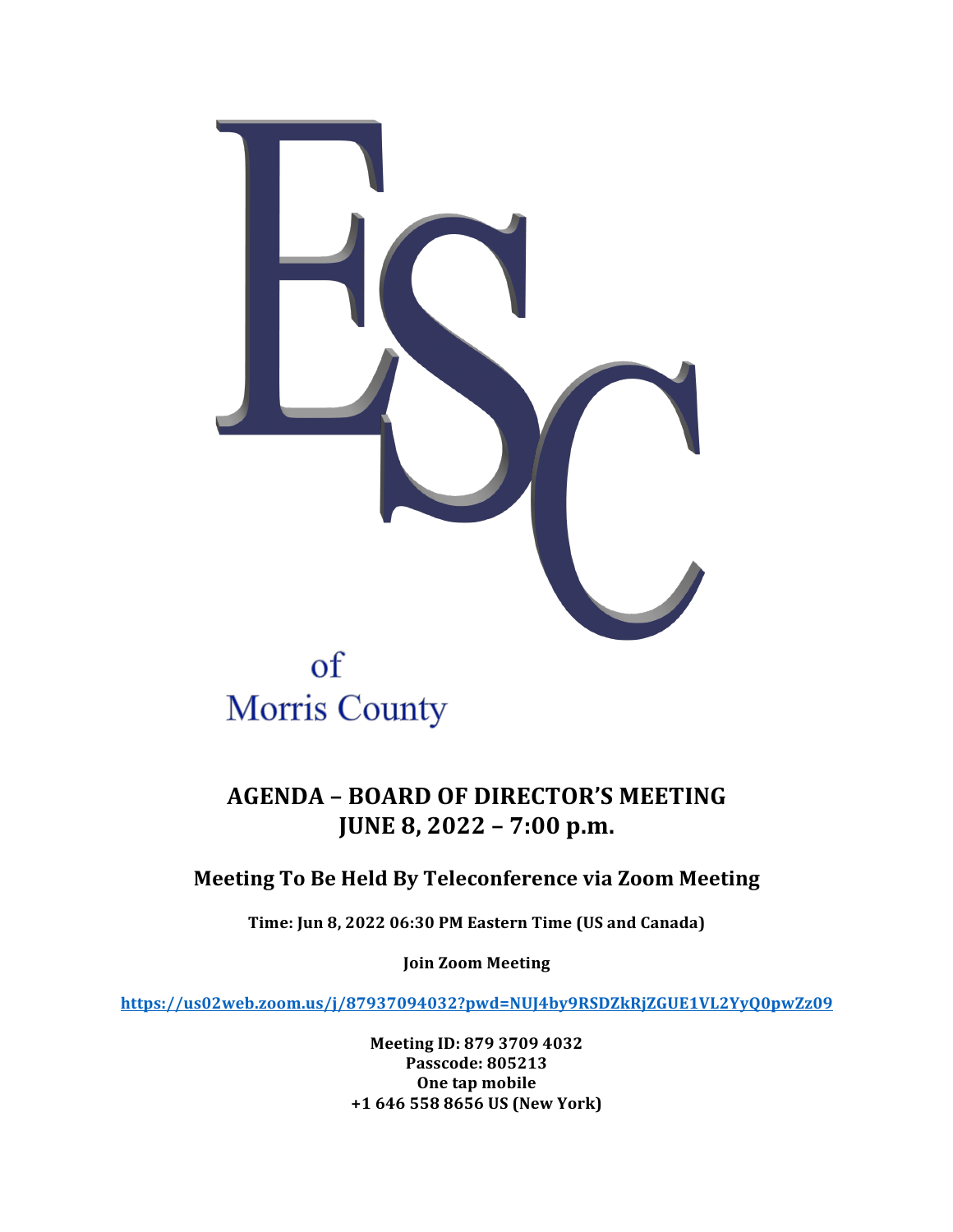ESC

of
Morris County

# AGENDA – BOARD OF DIRECTOR'S MEETING
# JUNE 8, 2022 – 7:00 p.m.

## Meeting To Be Held By Teleconference via Zoom Meeting

**Time: Jun 8, 2022 06:30 PM Eastern Time (US and Canada)**

**Join Zoom Meeting**

**https://us02web.zoom.us/j/87937094032?pwd=NUJ4by9RSDZkRjZGUE1VL2YyQ0pwZz09**

**Meeting ID: 879 3709 4032**
**Passcode: 805213**
**One tap mobile**
**+1 646 558 8656 US (New York)**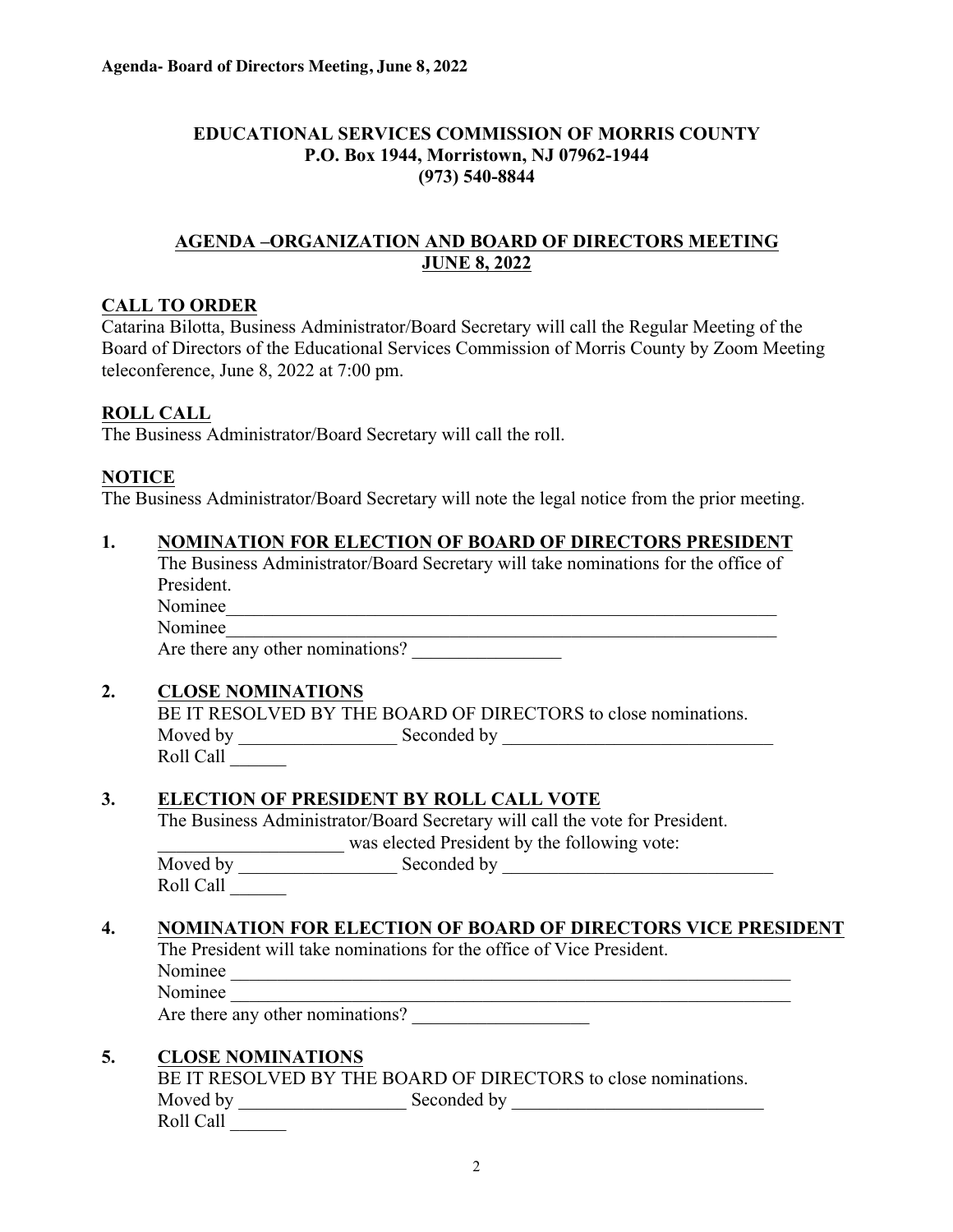**EDUCATIONAL SERVICES COMMISSION OF MORRIS COUNTY**
**P.O. Box 1944, Morristown, NJ 07962-1944**
**(973) 540-8844**

## AGENDA –ORGANIZATION AND BOARD OF DIRECTORS MEETING JUNE 8, 2022

### CALL TO ORDER

Catarina Bilotta, Business Administrator/Board Secretary will call the Regular Meeting of the Board of Directors of the Educational Services Commission of Morris County by Zoom Meeting teleconference, June 8, 2022 at 7:00 pm.

### ROLL CALL

The Business Administrator/Board Secretary will call the roll.

### NOTICE

The Business Administrator/Board Secretary will note the legal notice from the prior meeting.

### 1. NOMINATION FOR ELECTION OF BOARD OF DIRECTORS PRESIDENT

The Business Administrator/Board Secretary will take nominations for the office of President.

Nominee________________________________________________________________

Nominee________________________________________________________________

Are there any other nominations? ________________

### 2. CLOSE NOMINATIONS

BE IT RESOLVED BY THE BOARD OF DIRECTORS to close nominations.

Moved by _________________ Seconded by ______________________________

Roll Call ______

### 3. ELECTION OF PRESIDENT BY ROLL CALL VOTE

The Business Administrator/Board Secretary will call the vote for President.

____________________ was elected President by the following vote:

Moved by _________________ Seconded by ______________________________

Roll Call ______

### 4. NOMINATION FOR ELECTION OF BOARD OF DIRECTORS VICE PRESIDENT

The President will take nominations for the office of Vice President.

Nominee ________________________________________________________________

Nominee ________________________________________________________________

Are there any other nominations? ___________________

### 5. CLOSE NOMINATIONS

BE IT RESOLVED BY THE BOARD OF DIRECTORS to close nominations.

Moved by __________________ Seconded by ____________________________

Roll Call ______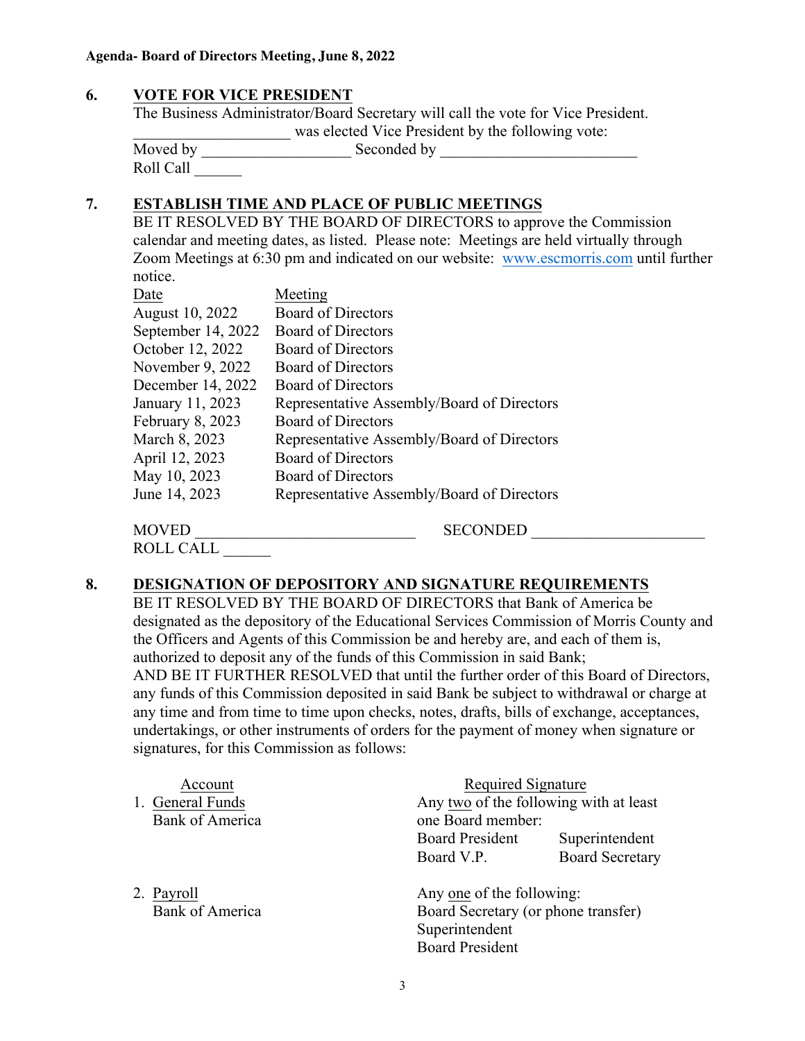## 6. VOTE FOR VICE PRESIDENT

The Business Administrator/Board Secretary will call the vote for Vice President.

____________________ was elected Vice President by the following vote:

Moved by ___________________ Seconded by _________________________

Roll Call ______

## 7. ESTABLISH TIME AND PLACE OF PUBLIC MEETINGS

BE IT RESOLVED BY THE BOARD OF DIRECTORS to approve the Commission calendar and meeting dates, as listed. Please note: Meetings are held virtually through Zoom Meetings at 6:30 pm and indicated on our website: www.escmorris.com until further notice.

| Date | Meeting |
|---|---|
| August 10, 2022 | Board of Directors |
| September 14, 2022 | Board of Directors |
| October 12, 2022 | Board of Directors |
| November 9, 2022 | Board of Directors |
| December 14, 2022 | Board of Directors |
| January 11, 2023 | Representative Assembly/Board of Directors |
| February 8, 2023 | Board of Directors |
| March 8, 2023 | Representative Assembly/Board of Directors |
| April 12, 2023 | Board of Directors |
| May 10, 2023 | Board of Directors |
| June 14, 2023 | Representative Assembly/Board of Directors |

MOVED ____________________________ SECONDED ______________________

ROLL CALL ______

## 8. DESIGNATION OF DEPOSITORY AND SIGNATURE REQUIREMENTS

BE IT RESOLVED BY THE BOARD OF DIRECTORS that Bank of America be designated as the depository of the Educational Services Commission of Morris County and the Officers and Agents of this Commission be and hereby are, and each of them is, authorized to deposit any of the funds of this Commission in said Bank;

AND BE IT FURTHER RESOLVED that until the further order of this Board of Directors, any funds of this Commission deposited in said Bank be subject to withdrawal or charge at any time and from time to time upon checks, notes, drafts, bills of exchange, acceptances, undertakings, or other instruments of orders for the payment of money when signature or signatures, for this Commission as follows:

| Account | Required Signature |
|---|---|
| 1. General Funds<br>Bank of America | Any two of the following with at least one Board member:<br>Board President, Superintendent<br>Board V.P., Board Secretary |
| 2. Payroll<br>Bank of America | Any one of the following:<br>Board Secretary (or phone transfer)<br>Superintendent<br>Board President |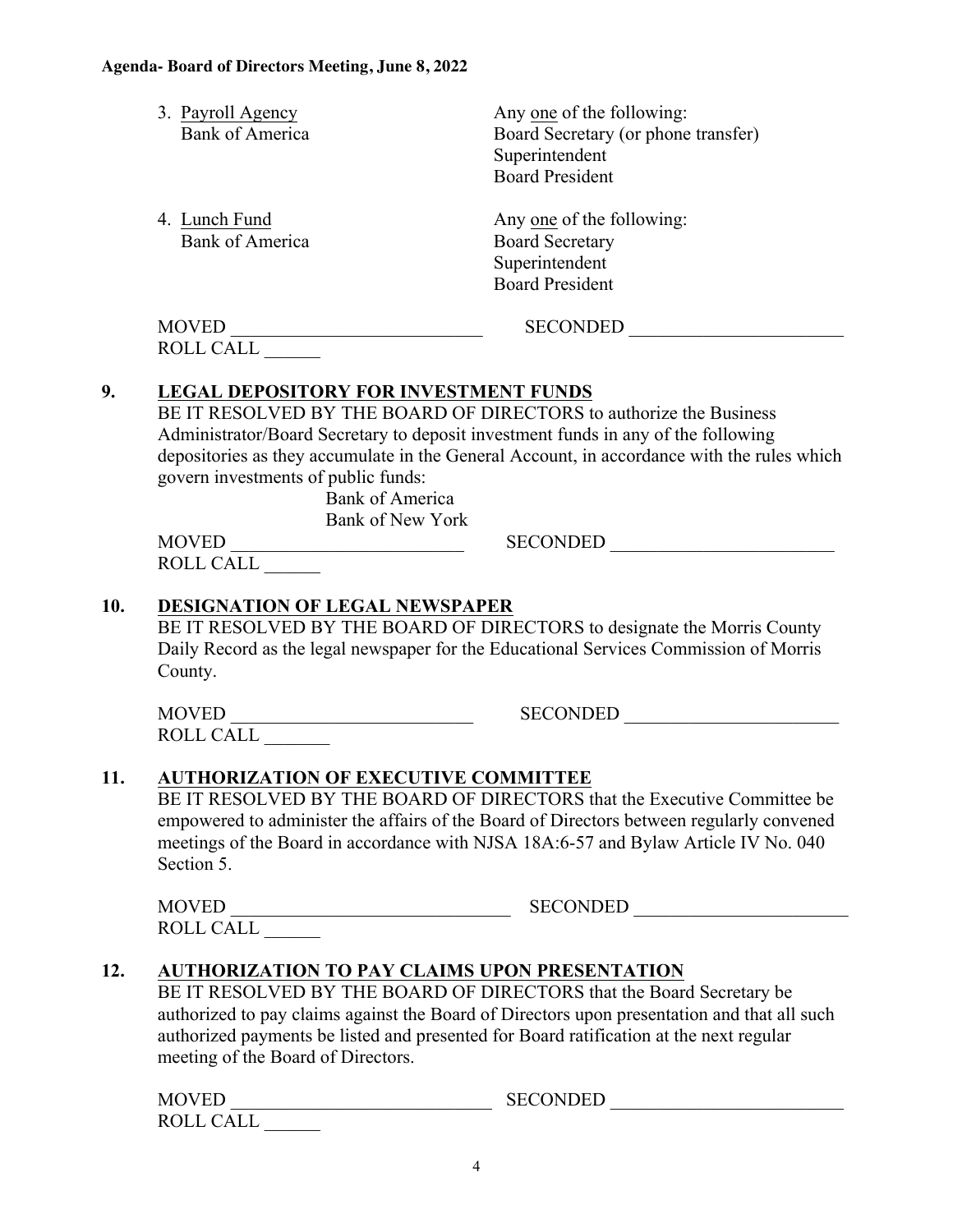3. Payroll Agency — Bank of America

   Any one of the following:
   - Board Secretary (or phone transfer)
   - Superintendent
   - Board President

4. Lunch Fund — Bank of America

   Any one of the following:
   - Board Secretary
   - Superintendent
   - Board President

MOVED ___________________________ SECONDED _______________________
ROLL CALL ______

## 9. LEGAL DEPOSITORY FOR INVESTMENT FUNDS

BE IT RESOLVED BY THE BOARD OF DIRECTORS to authorize the Business Administrator/Board Secretary to deposit investment funds in any of the following depositories as they accumulate in the General Account, in accordance with the rules which govern investments of public funds:

Bank of America
Bank of New York

MOVED _________________________ SECONDED ________________________
ROLL CALL ______

## 10. DESIGNATION OF LEGAL NEWSPAPER

BE IT RESOLVED BY THE BOARD OF DIRECTORS to designate the Morris County Daily Record as the legal newspaper for the Educational Services Commission of Morris County.

MOVED __________________________ SECONDED _______________________
ROLL CALL _______

## 11. AUTHORIZATION OF EXECUTIVE COMMITTEE

BE IT RESOLVED BY THE BOARD OF DIRECTORS that the Executive Committee be empowered to administer the affairs of the Board of Directors between regularly convened meetings of the Board in accordance with NJSA 18A:6-57 and Bylaw Article IV No. 040 Section 5.

MOVED ______________________________ SECONDED _______________________
ROLL CALL ______

## 12. AUTHORIZATION TO PAY CLAIMS UPON PRESENTATION

BE IT RESOLVED BY THE BOARD OF DIRECTORS that the Board Secretary be authorized to pay claims against the Board of Directors upon presentation and that all such authorized payments be listed and presented for Board ratification at the next regular meeting of the Board of Directors.

MOVED ____________________________ SECONDED _________________________
ROLL CALL ______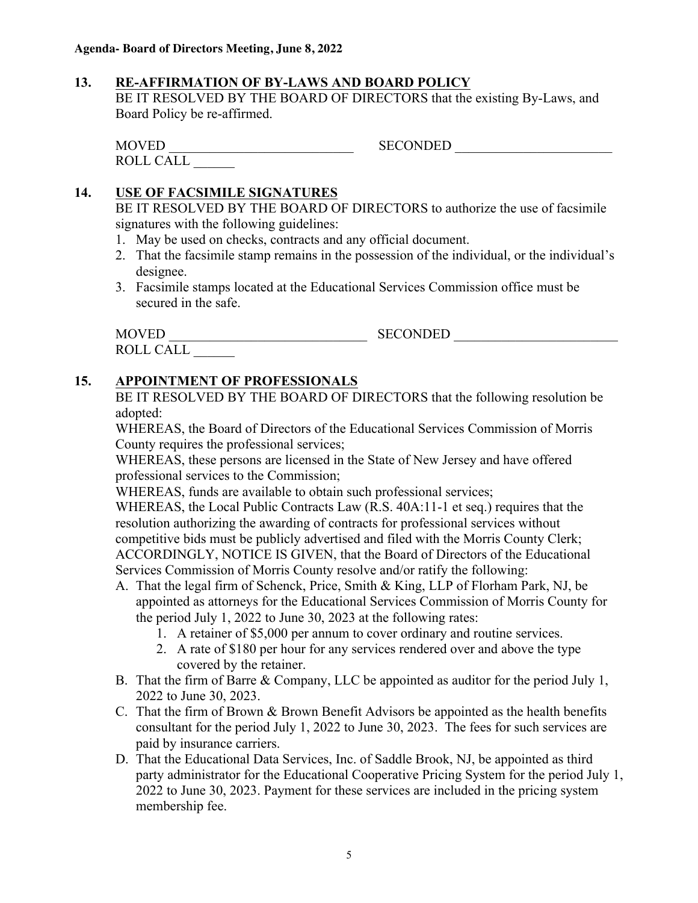## 13. RE-AFFIRMATION OF BY-LAWS AND BOARD POLICY

BE IT RESOLVED BY THE BOARD OF DIRECTORS that the existing By-Laws, and Board Policy be re-affirmed.

MOVED ___________________________ SECONDED _______________________
ROLL CALL ______

## 14. USE OF FACSIMILE SIGNATURES

BE IT RESOLVED BY THE BOARD OF DIRECTORS to authorize the use of facsimile signatures with the following guidelines:

1. May be used on checks, contracts and any official document.
2. That the facsimile stamp remains in the possession of the individual, or the individual's designee.
3. Facsimile stamps located at the Educational Services Commission office must be secured in the safe.

MOVED _____________________________ SECONDED ________________________
ROLL CALL ______

## 15. APPOINTMENT OF PROFESSIONALS

BE IT RESOLVED BY THE BOARD OF DIRECTORS that the following resolution be adopted:

WHEREAS, the Board of Directors of the Educational Services Commission of Morris County requires the professional services;

WHEREAS, these persons are licensed in the State of New Jersey and have offered professional services to the Commission;

WHEREAS, funds are available to obtain such professional services;

WHEREAS, the Local Public Contracts Law (R.S. 40A:11-1 et seq.) requires that the resolution authorizing the awarding of contracts for professional services without competitive bids must be publicly advertised and filed with the Morris County Clerk;

ACCORDINGLY, NOTICE IS GIVEN, that the Board of Directors of the Educational Services Commission of Morris County resolve and/or ratify the following:

A. That the legal firm of Schenck, Price, Smith & King, LLP of Florham Park, NJ, be appointed as attorneys for the Educational Services Commission of Morris County for the period July 1, 2022 to June 30, 2023 at the following rates:
   1. A retainer of $5,000 per annum to cover ordinary and routine services.
   2. A rate of $180 per hour for any services rendered over and above the type covered by the retainer.
B. That the firm of Barre & Company, LLC be appointed as auditor for the period July 1, 2022 to June 30, 2023.
C. That the firm of Brown & Brown Benefit Advisors be appointed as the health benefits consultant for the period July 1, 2022 to June 30, 2023. The fees for such services are paid by insurance carriers.
D. That the Educational Data Services, Inc. of Saddle Brook, NJ, be appointed as third party administrator for the Educational Cooperative Pricing System for the period July 1, 2022 to June 30, 2023. Payment for these services are included in the pricing system membership fee.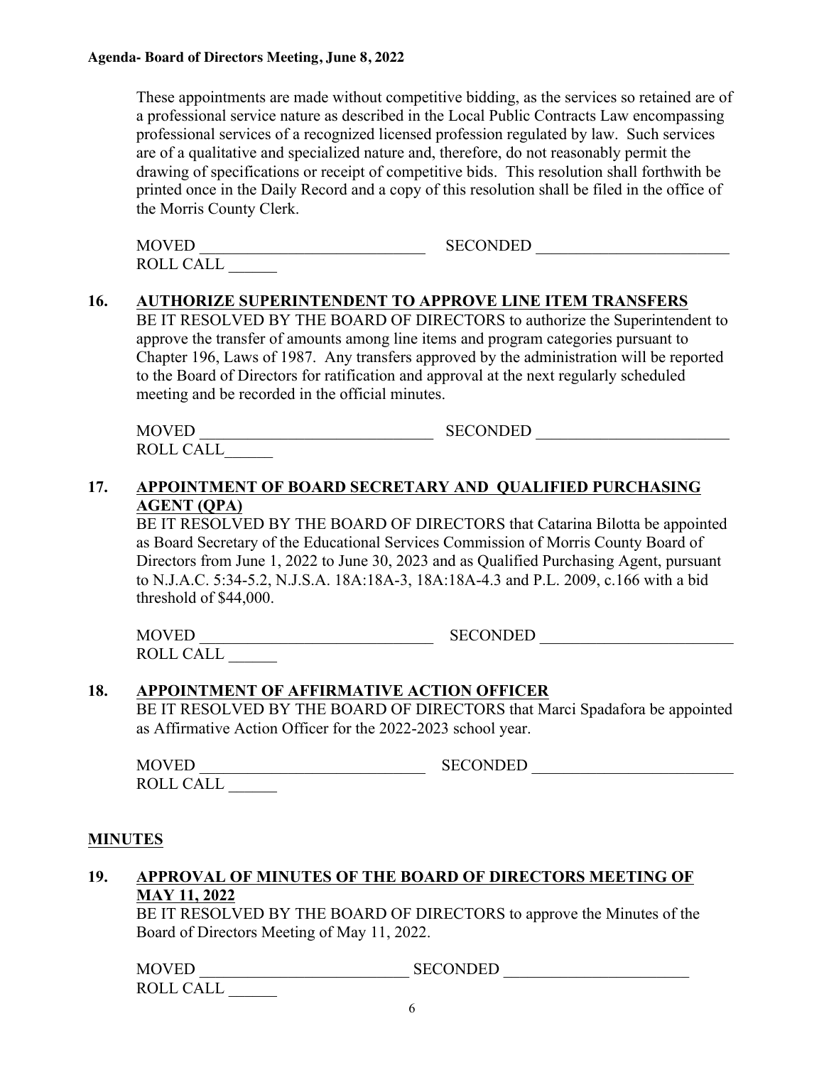These appointments are made without competitive bidding, as the services so retained are of a professional service nature as described in the Local Public Contracts Law encompassing professional services of a recognized licensed profession regulated by law. Such services are of a qualitative and specialized nature and, therefore, do not reasonably permit the drawing of specifications or receipt of competitive bids. This resolution shall forthwith be printed once in the Daily Record and a copy of this resolution shall be filed in the office of the Morris County Clerk.

MOVED _____________________________ SECONDED _________________________
ROLL CALL ______

**16. AUTHORIZE SUPERINTENDENT TO APPROVE LINE ITEM TRANSFERS**

BE IT RESOLVED BY THE BOARD OF DIRECTORS to authorize the Superintendent to approve the transfer of amounts among line items and program categories pursuant to Chapter 196, Laws of 1987. Any transfers approved by the administration will be reported to the Board of Directors for ratification and approval at the next regularly scheduled meeting and be recorded in the official minutes.

MOVED _____________________________ SECONDED _________________________
ROLL CALL______

**17. APPOINTMENT OF BOARD SECRETARY AND QUALIFIED PURCHASING AGENT (QPA)**

BE IT RESOLVED BY THE BOARD OF DIRECTORS that Catarina Bilotta be appointed as Board Secretary of the Educational Services Commission of Morris County Board of Directors from June 1, 2022 to June 30, 2023 and as Qualified Purchasing Agent, pursuant to N.J.A.C. 5:34-5.2, N.J.S.A. 18A:18A-3, 18A:18A-4.3 and P.L. 2009, c.166 with a bid threshold of $44,000.

MOVED _____________________________ SECONDED _________________________
ROLL CALL ______

**18. APPOINTMENT OF AFFIRMATIVE ACTION OFFICER**

BE IT RESOLVED BY THE BOARD OF DIRECTORS that Marci Spadafora be appointed as Affirmative Action Officer for the 2022-2023 school year.

MOVED ____________________________ SECONDED _________________________
ROLL CALL ______

## MINUTES

**19. APPROVAL OF MINUTES OF THE BOARD OF DIRECTORS MEETING OF MAY 11, 2022**

BE IT RESOLVED BY THE BOARD OF DIRECTORS to approve the Minutes of the Board of Directors Meeting of May 11, 2022.

MOVED __________________________ SECONDED _______________________
ROLL CALL ______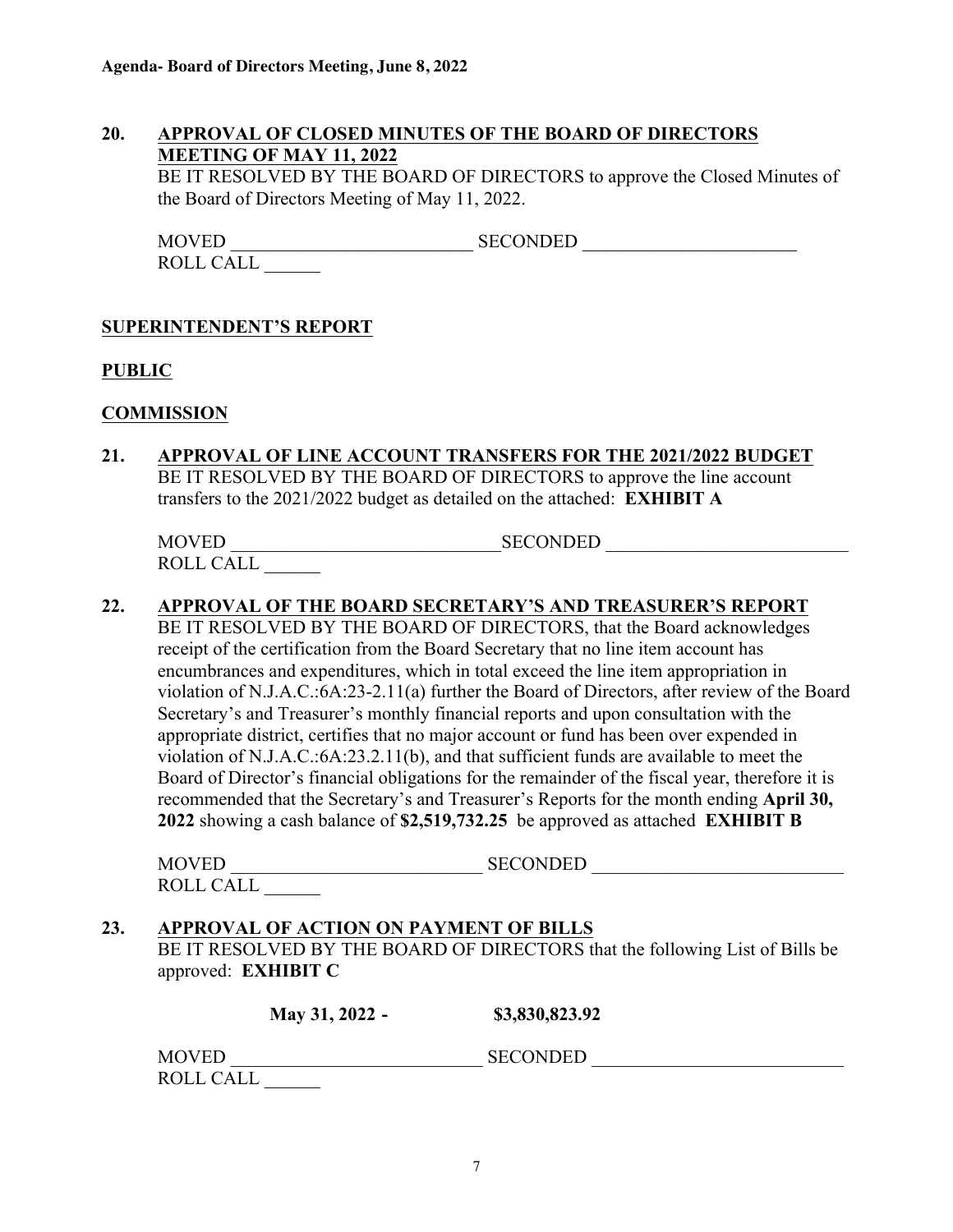**20. APPROVAL OF CLOSED MINUTES OF THE BOARD OF DIRECTORS MEETING OF MAY 11, 2022**

BE IT RESOLVED BY THE BOARD OF DIRECTORS to approve the Closed Minutes of the Board of Directors Meeting of May 11, 2022.

MOVED __________________________ SECONDED _______________________
ROLL CALL ______

**SUPERINTENDENT'S REPORT**

**PUBLIC**

**COMMISSION**

**21. APPROVAL OF LINE ACCOUNT TRANSFERS FOR THE 2021/2022 BUDGET**

BE IT RESOLVED BY THE BOARD OF DIRECTORS to approve the line account transfers to the 2021/2022 budget as detailed on the attached: **EXHIBIT A**

MOVED _____________________________SECONDED __________________________
ROLL CALL ______

**22. APPROVAL OF THE BOARD SECRETARY'S AND TREASURER'S REPORT**

BE IT RESOLVED BY THE BOARD OF DIRECTORS, that the Board acknowledges receipt of the certification from the Board Secretary that no line item account has encumbrances and expenditures, which in total exceed the line item appropriation in violation of N.J.A.C.:6A:23-2.11(a) further the Board of Directors, after review of the Board Secretary's and Treasurer's monthly financial reports and upon consultation with the appropriate district, certifies that no major account or fund has been over expended in violation of N.J.A.C.:6A:23.2.11(b), and that sufficient funds are available to meet the Board of Director's financial obligations for the remainder of the fiscal year, therefore it is recommended that the Secretary's and Treasurer's Reports for the month ending **April 30, 2022** showing a cash balance of **$2,519,732.25** be approved as attached **EXHIBIT B**

MOVED ___________________________ SECONDED ___________________________
ROLL CALL ______

**23. APPROVAL OF ACTION ON PAYMENT OF BILLS**

BE IT RESOLVED BY THE BOARD OF DIRECTORS that the following List of Bills be approved: **EXHIBIT C**

**May 31, 2022 - $3,830,823.92**

MOVED ___________________________ SECONDED ___________________________
ROLL CALL ______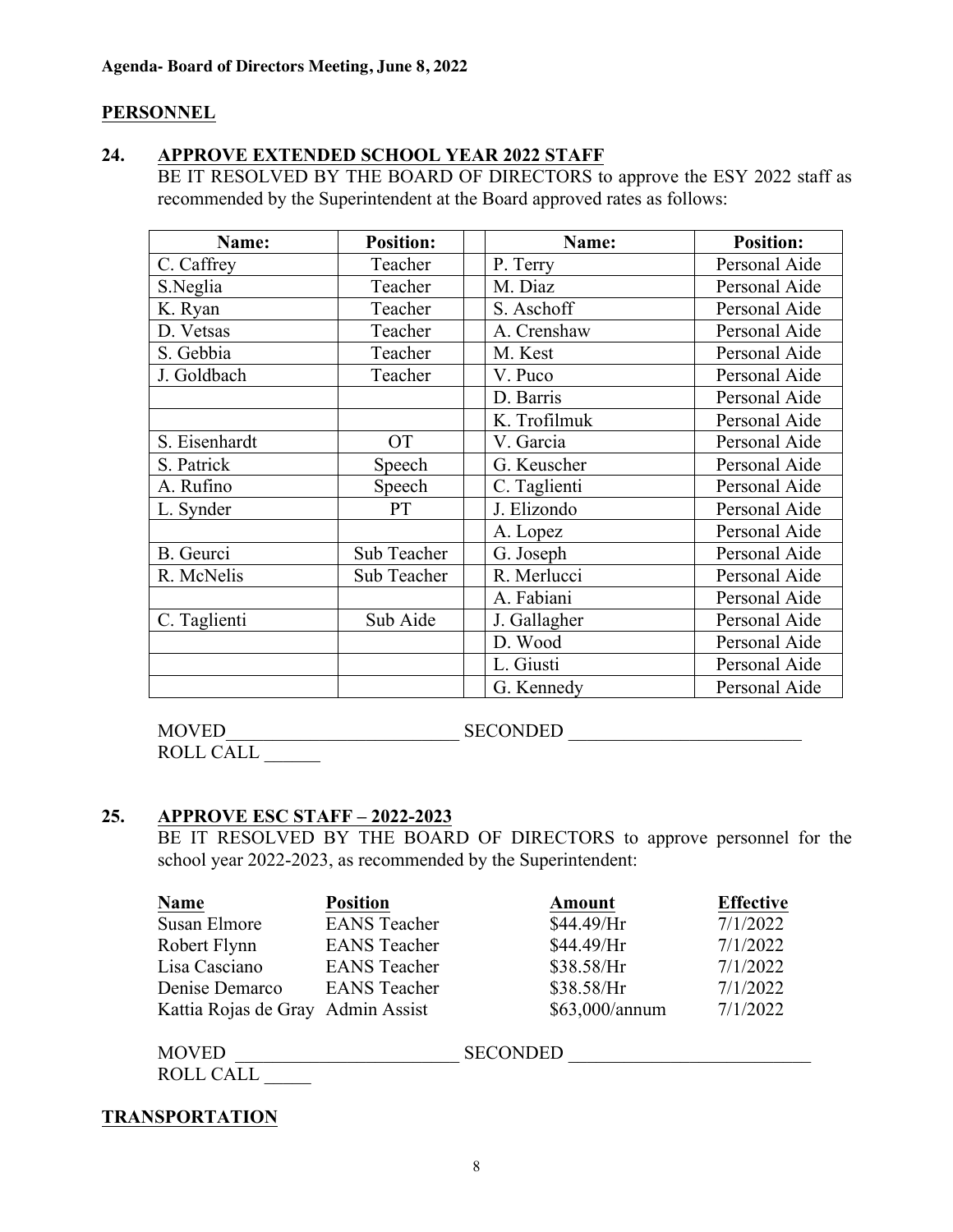**Agenda- Board of Directors Meeting, June 8, 2022**

## PERSONNEL

### 24. APPROVE EXTENDED SCHOOL YEAR 2022 STAFF

BE IT RESOLVED BY THE BOARD OF DIRECTORS to approve the ESY 2022 staff as recommended by the Superintendent at the Board approved rates as follows:

| Name: | Position: | | Name: | Position: |
|---|---|---|---|---|
| C. Caffrey | Teacher | | P. Terry | Personal Aide |
| S.Neglia | Teacher | | M. Diaz | Personal Aide |
| K. Ryan | Teacher | | S. Aschoff | Personal Aide |
| D. Vetsas | Teacher | | A. Crenshaw | Personal Aide |
| S. Gebbia | Teacher | | M. Kest | Personal Aide |
| J. Goldbach | Teacher | | V. Puco | Personal Aide |
| | | | D. Barris | Personal Aide |
| | | | K. Trofilmuk | Personal Aide |
| S. Eisenhardt | OT | | V. Garcia | Personal Aide |
| S. Patrick | Speech | | G. Keuscher | Personal Aide |
| A. Rufino | Speech | | C. Taglienti | Personal Aide |
| L. Synder | PT | | J. Elizondo | Personal Aide |
| | | | A. Lopez | Personal Aide |
| B. Geurci | Sub Teacher | | G. Joseph | Personal Aide |
| R. McNelis | Sub Teacher | | R. Merlucci | Personal Aide |
| | | | A. Fabiani | Personal Aide |
| C. Taglienti | Sub Aide | | J. Gallagher | Personal Aide |
| | | | D. Wood | Personal Aide |
| | | | L. Giusti | Personal Aide |
| | | | G. Kennedy | Personal Aide |

MOVED_________________________ SECONDED _________________________
ROLL CALL ______

### 25. APPROVE ESC STAFF – 2022-2023

BE IT RESOLVED BY THE BOARD OF DIRECTORS to approve personnel for the school year 2022-2023, as recommended by the Superintendent:

| Name | Position | Amount | Effective |
|---|---|---|---|
| Susan Elmore | EANS Teacher | $44.49/Hr | 7/1/2022 |
| Robert Flynn | EANS Teacher | $44.49/Hr | 7/1/2022 |
| Lisa Casciano | EANS Teacher | $38.58/Hr | 7/1/2022 |
| Denise Demarco | EANS Teacher | $38.58/Hr | 7/1/2022 |
| Kattia Rojas de Gray | Admin Assist | $63,000/annum | 7/1/2022 |

MOVED ________________________ SECONDED __________________________
ROLL CALL _____

## TRANSPORTATION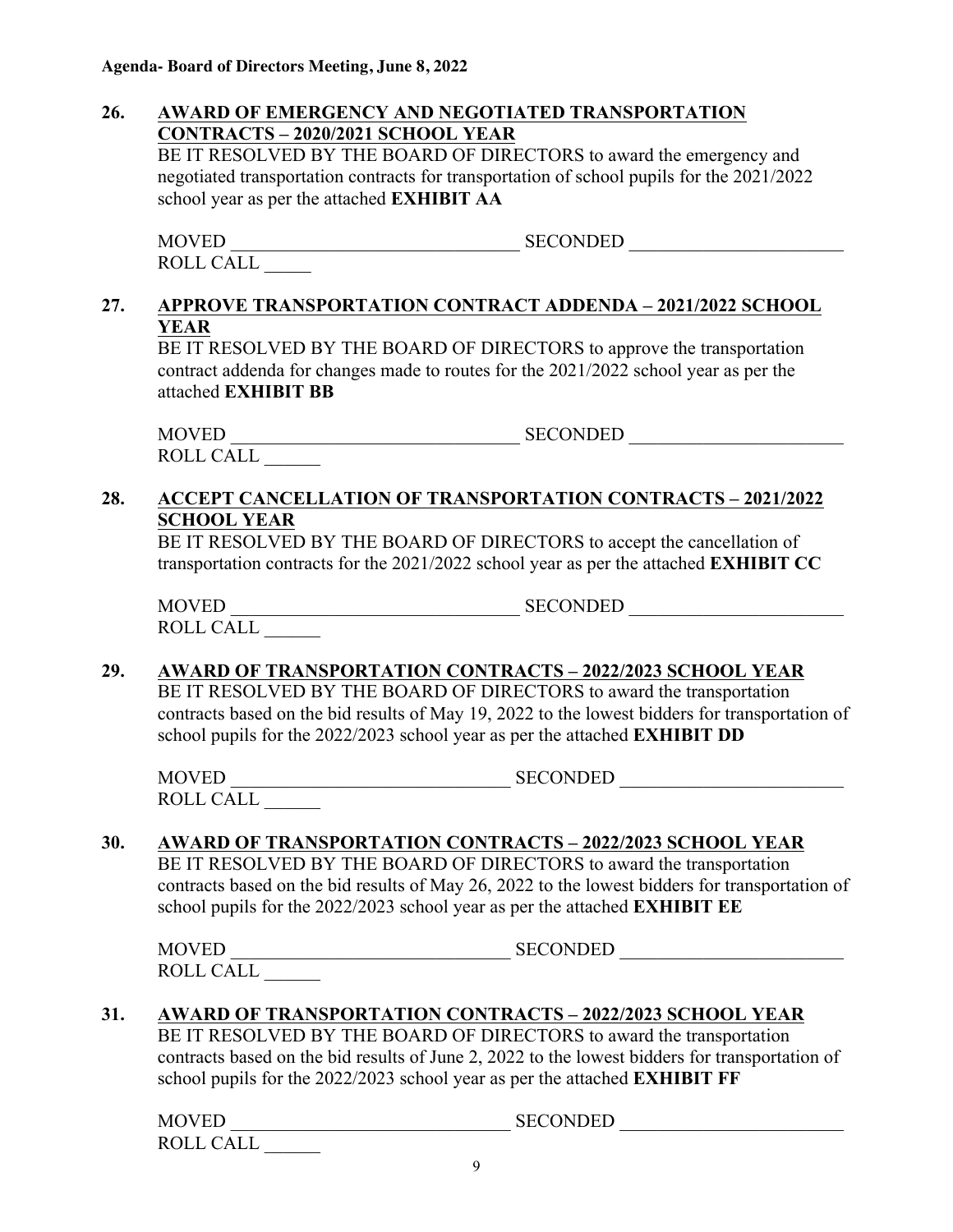**Agenda- Board of Directors Meeting, June 8, 2022**

**26. AWARD OF EMERGENCY AND NEGOTIATED TRANSPORTATION CONTRACTS – 2020/2021 SCHOOL YEAR**

BE IT RESOLVED BY THE BOARD OF DIRECTORS to award the emergency and negotiated transportation contracts for transportation of school pupils for the 2021/2022 school year as per the attached **EXHIBIT AA**

MOVED _______________________________ SECONDED _______________________
ROLL CALL _____

**27. APPROVE TRANSPORTATION CONTRACT ADDENDA – 2021/2022 SCHOOL YEAR**

BE IT RESOLVED BY THE BOARD OF DIRECTORS to approve the transportation contract addenda for changes made to routes for the 2021/2022 school year as per the attached **EXHIBIT BB**

MOVED _______________________________ SECONDED _______________________
ROLL CALL ______

**28. ACCEPT CANCELLATION OF TRANSPORTATION CONTRACTS – 2021/2022 SCHOOL YEAR**

BE IT RESOLVED BY THE BOARD OF DIRECTORS to accept the cancellation of transportation contracts for the 2021/2022 school year as per the attached **EXHIBIT CC**

MOVED _______________________________ SECONDED _______________________
ROLL CALL ______

**29. AWARD OF TRANSPORTATION CONTRACTS – 2022/2023 SCHOOL YEAR**

BE IT RESOLVED BY THE BOARD OF DIRECTORS to award the transportation contracts based on the bid results of May 19, 2022 to the lowest bidders for transportation of school pupils for the 2022/2023 school year as per the attached **EXHIBIT DD**

MOVED _____________________________ SECONDED ________________________
ROLL CALL ______

**30. AWARD OF TRANSPORTATION CONTRACTS – 2022/2023 SCHOOL YEAR**

BE IT RESOLVED BY THE BOARD OF DIRECTORS to award the transportation contracts based on the bid results of May 26, 2022 to the lowest bidders for transportation of school pupils for the 2022/2023 school year as per the attached **EXHIBIT EE**

MOVED _____________________________ SECONDED ________________________
ROLL CALL ______

**31. AWARD OF TRANSPORTATION CONTRACTS – 2022/2023 SCHOOL YEAR**

BE IT RESOLVED BY THE BOARD OF DIRECTORS to award the transportation contracts based on the bid results of June 2, 2022 to the lowest bidders for transportation of school pupils for the 2022/2023 school year as per the attached **EXHIBIT FF**

MOVED _____________________________ SECONDED ________________________
ROLL CALL ______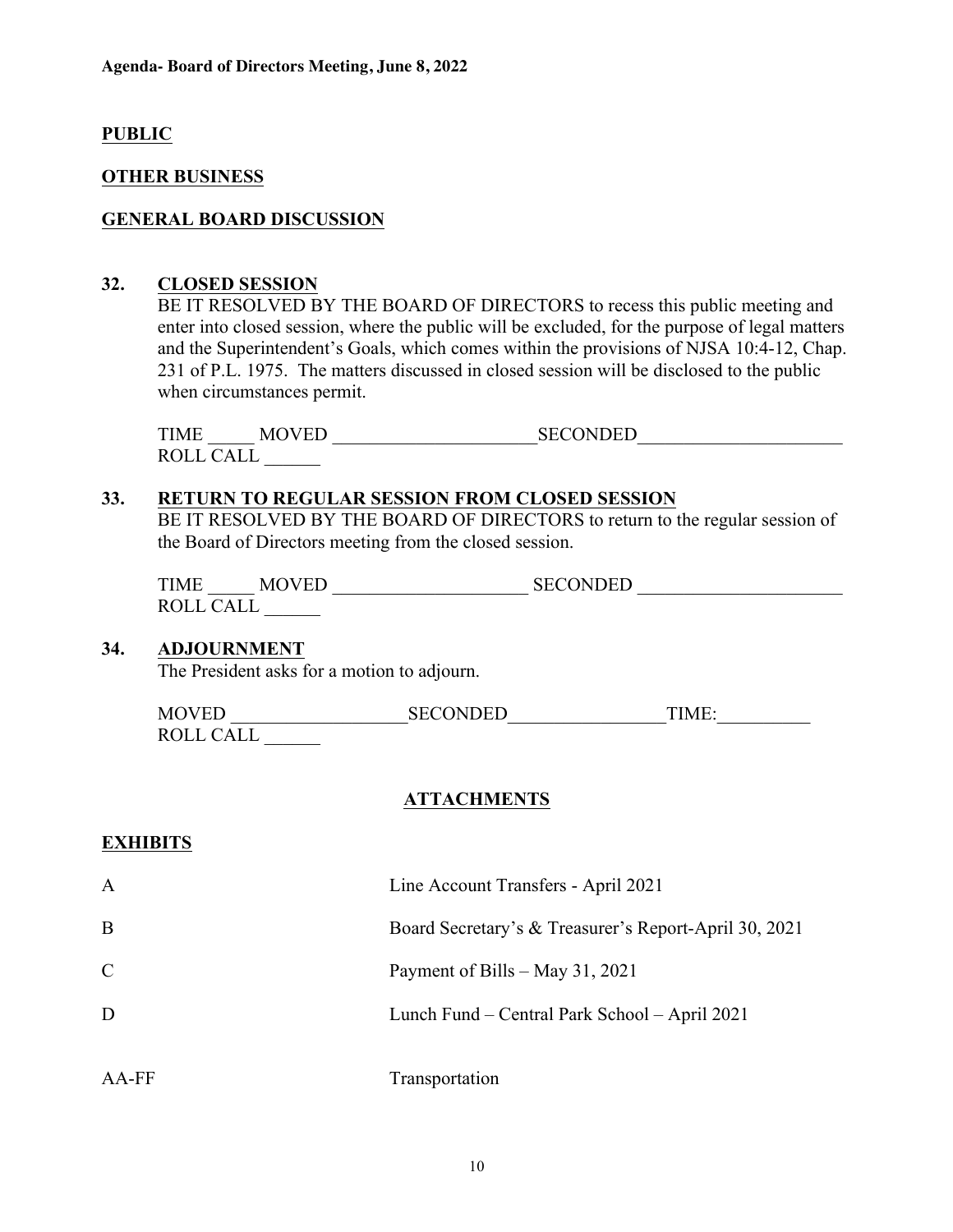**Agenda- Board of Directors Meeting, June 8, 2022**

## PUBLIC

## OTHER BUSINESS

## GENERAL BOARD DISCUSSION

### 32. CLOSED SESSION

BE IT RESOLVED BY THE BOARD OF DIRECTORS to recess this public meeting and enter into closed session, where the public will be excluded, for the purpose of legal matters and the Superintendent's Goals, which comes within the provisions of NJSA 10:4-12, Chap. 231 of P.L. 1975. The matters discussed in closed session will be disclosed to the public when circumstances permit.

TIME _____ MOVED ______________________ SECONDED ______________________
ROLL CALL ______

### 33. RETURN TO REGULAR SESSION FROM CLOSED SESSION

BE IT RESOLVED BY THE BOARD OF DIRECTORS to return to the regular session of the Board of Directors meeting from the closed session.

TIME _____ MOVED _____________________ SECONDED ______________________
ROLL CALL ______

### 34. ADJOURNMENT

The President asks for a motion to adjourn.

MOVED ___________________ SECONDED _________________ TIME: __________
ROLL CALL ______

## ATTACHMENTS

## EXHIBITS

| | |
|---|---|
| A | Line Account Transfers - April 2021 |
| B | Board Secretary's & Treasurer's Report-April 30, 2021 |
| C | Payment of Bills – May 31, 2021 |
| D | Lunch Fund – Central Park School – April 2021 |
| AA-FF | Transportation |